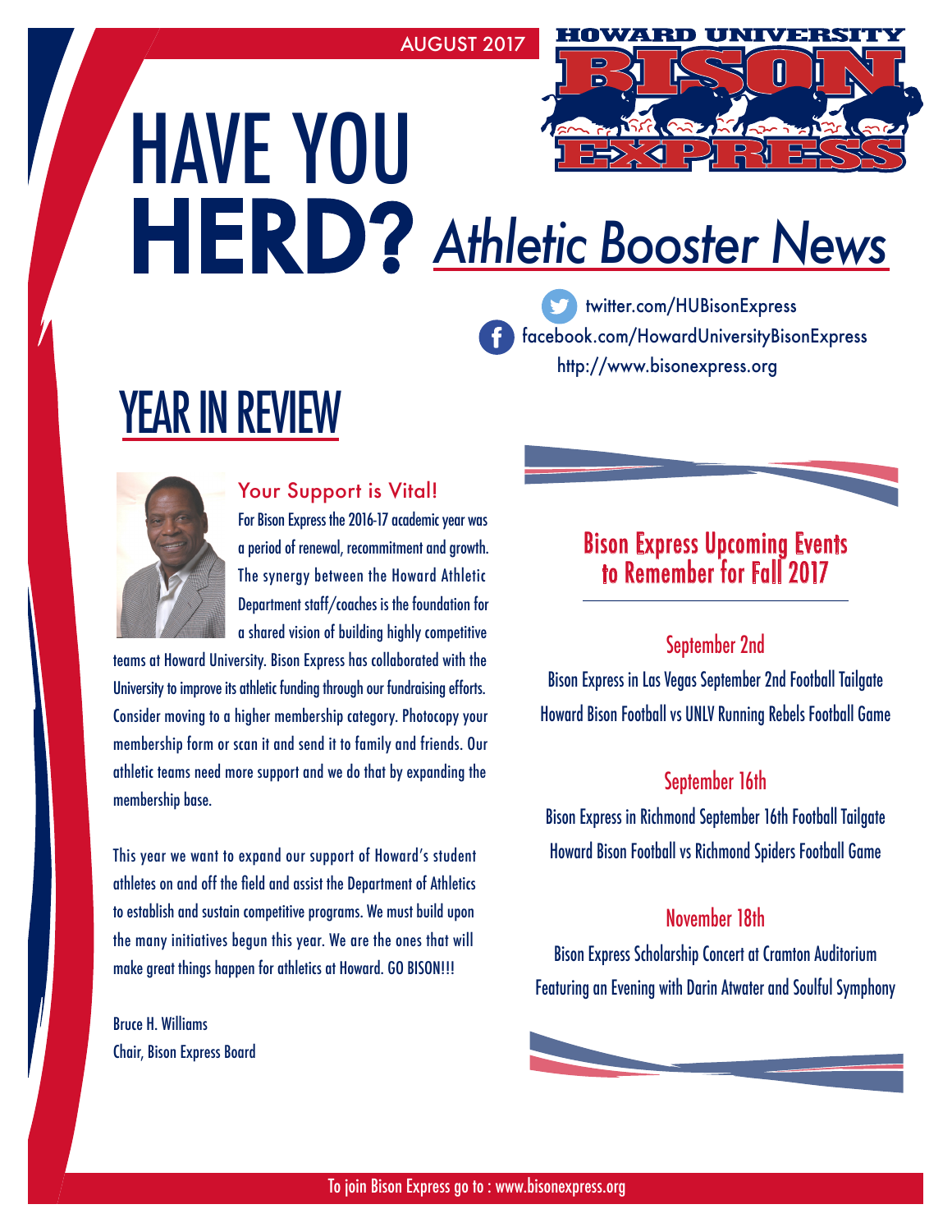AUGUST 2017

HOWARD UNIVERSITY BISON EXPRESS

# HAVE YOU HERD? *Athletic Booster News*

twitter.com/HUBisonExpress
facebook.com/HowardUniversityBisonExpress
http://www.bisonexpress.org

## YEAR IN REVIEW

### Your Support is Vital!

For Bison Express the 2016-17 academic year was a period of renewal, recommitment and growth. The synergy between the Howard Athletic Department staff/coaches is the foundation for a shared vision of building highly competitive teams at Howard University. Bison Express has collaborated with the University to improve its athletic funding through our fundraising efforts. Consider moving to a higher membership category. Photocopy your membership form or scan it and send it to family and friends. Our athletic teams need more support and we do that by expanding the membership base.

This year we want to expand our support of Howard's student athletes on and off the field and assist the Department of Athletics to establish and sustain competitive programs. We must build upon the many initiatives begun this year. We are the ones that will make great things happen for athletics at Howard. GO BISON!!!

Bruce H. Williams
Chair, Bison Express Board

### Bison Express Upcoming Events to Remember for Fall 2017

#### September 2nd

Bison Express in Las Vegas September 2nd Football Tailgate
Howard Bison Football vs UNLV Running Rebels Football Game

#### September 16th

Bison Express in Richmond September 16th Football Tailgate
Howard Bison Football vs Richmond Spiders Football Game

#### November 18th

Bison Express Scholarship Concert at Cramton Auditorium
Featuring an Evening with Darin Atwater and Soulful Symphony

To join Bison Express go to : www.bisonexpress.org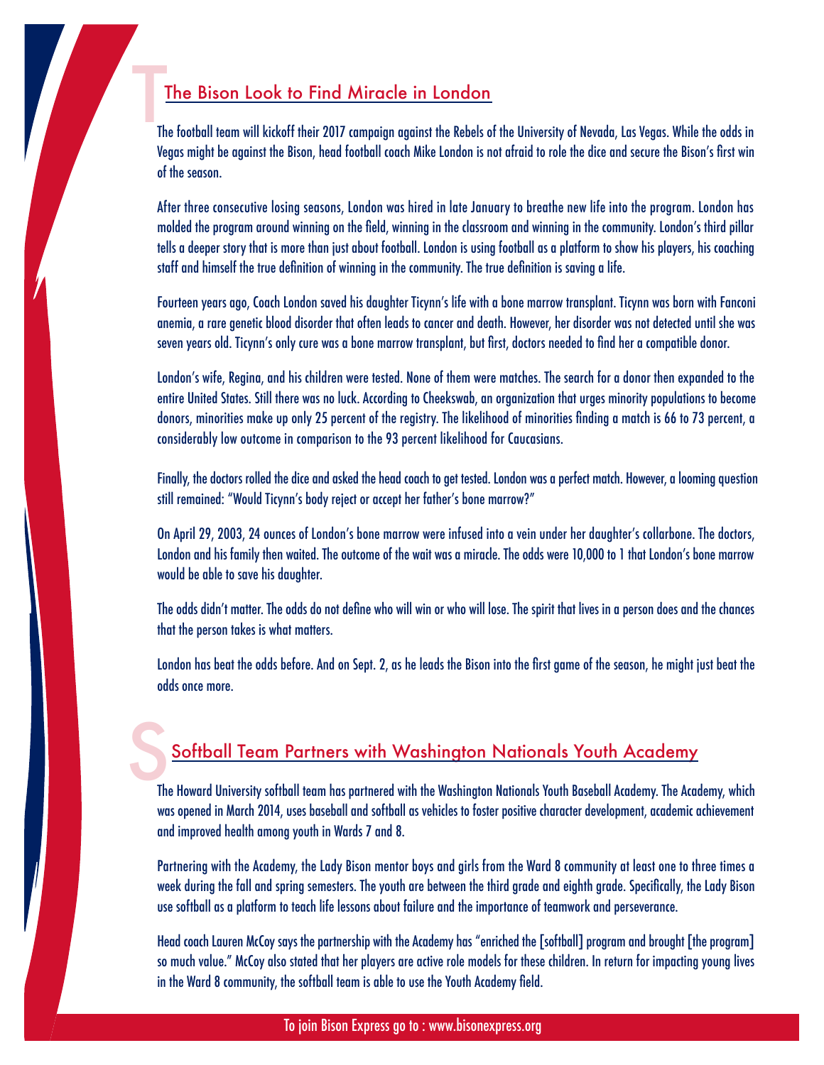## The Bison Look to Find Miracle in London

The football team will kickoff their 2017 campaign against the Rebels of the University of Nevada, Las Vegas. While the odds in Vegas might be against the Bison, head football coach Mike London is not afraid to role the dice and secure the Bison's first win of the season.

After three consecutive losing seasons, London was hired in late January to breathe new life into the program. London has molded the program around winning on the field, winning in the classroom and winning in the community. London's third pillar tells a deeper story that is more than just about football. London is using football as a platform to show his players, his coaching staff and himself the true definition of winning in the community. The true definition is saving a life.

Fourteen years ago, Coach London saved his daughter Ticynn's life with a bone marrow transplant. Ticynn was born with Fanconi anemia, a rare genetic blood disorder that often leads to cancer and death. However, her disorder was not detected until she was seven years old. Ticynn's only cure was a bone marrow transplant, but first, doctors needed to find her a compatible donor.

London's wife, Regina, and his children were tested. None of them were matches. The search for a donor then expanded to the entire United States. Still there was no luck. According to Cheekswab, an organization that urges minority populations to become donors, minorities make up only 25 percent of the registry. The likelihood of minorities finding a match is 66 to 73 percent, a considerably low outcome in comparison to the 93 percent likelihood for Caucasians.

Finally, the doctors rolled the dice and asked the head coach to get tested. London was a perfect match. However, a looming question still remained: "Would Ticynn's body reject or accept her father's bone marrow?"

On April 29, 2003, 24 ounces of London's bone marrow were infused into a vein under her daughter's collarbone. The doctors, London and his family then waited. The outcome of the wait was a miracle. The odds were 10,000 to 1 that London's bone marrow would be able to save his daughter.

The odds didn't matter. The odds do not define who will win or who will lose. The spirit that lives in a person does and the chances that the person takes is what matters.

London has beat the odds before. And on Sept. 2, as he leads the Bison into the first game of the season, he might just beat the odds once more.

## Softball Team Partners with Washington Nationals Youth Academy

The Howard University softball team has partnered with the Washington Nationals Youth Baseball Academy. The Academy, which was opened in March 2014, uses baseball and softball as vehicles to foster positive character development, academic achievement and improved health among youth in Wards 7 and 8.

Partnering with the Academy, the Lady Bison mentor boys and girls from the Ward 8 community at least one to three times a week during the fall and spring semesters. The youth are between the third grade and eighth grade. Specifically, the Lady Bison use softball as a platform to teach life lessons about failure and the importance of teamwork and perseverance.

Head coach Lauren McCoy says the partnership with the Academy has "enriched the [softball] program and brought [the program] so much value." McCoy also stated that her players are active role models for these children. In return for impacting young lives in the Ward 8 community, the softball team is able to use the Youth Academy field.

To join Bison Express go to : www.bisonexpress.org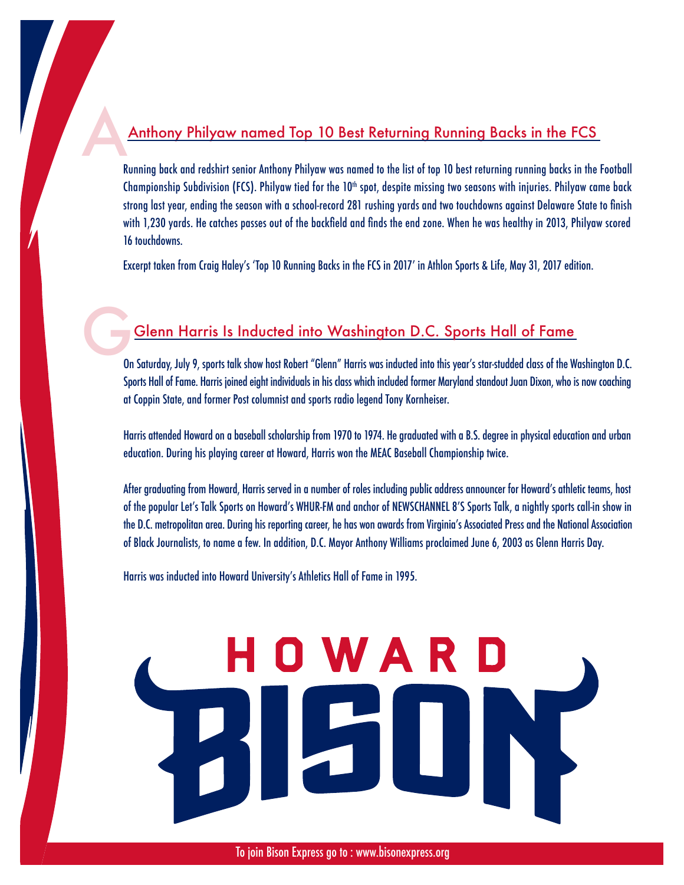## Anthony Philyaw named Top 10 Best Returning Running Backs in the FCS

Running back and redshirt senior Anthony Philyaw was named to the list of top 10 best returning running backs in the Football Championship Subdivision (FCS). Philyaw tied for the 10th spot, despite missing two seasons with injuries. Philyaw came back strong last year, ending the season with a school-record 281 rushing yards and two touchdowns against Delaware State to finish with 1,230 yards. He catches passes out of the backfield and finds the end zone. When he was healthy in 2013, Philyaw scored 16 touchdowns.

Excerpt taken from Craig Haley's 'Top 10 Running Backs in the FCS in 2017' in Athlon Sports & Life, May 31, 2017 edition.

## Glenn Harris Is Inducted into Washington D.C. Sports Hall of Fame

On Saturday, July 9, sports talk show host Robert "Glenn" Harris was inducted into this year's star-studded class of the Washington D.C. Sports Hall of Fame. Harris joined eight individuals in his class which included former Maryland standout Juan Dixon, who is now coaching at Coppin State, and former Post columnist and sports radio legend Tony Kornheiser.

Harris attended Howard on a baseball scholarship from 1970 to 1974. He graduated with a B.S. degree in physical education and urban education. During his playing career at Howard, Harris won the MEAC Baseball Championship twice.

After graduating from Howard, Harris served in a number of roles including public address announcer for Howard's athletic teams, host of the popular Let's Talk Sports on Howard's WHUR-FM and anchor of NEWSCHANNEL 8'S Sports Talk, a nightly sports call-in show in the D.C. metropolitan area. During his reporting career, he has won awards from Virginia's Associated Press and the National Association of Black Journalists, to name a few. In addition, D.C. Mayor Anthony Williams proclaimed June 6, 2003 as Glenn Harris Day.

Harris was inducted into Howard University's Athletics Hall of Fame in 1995.

HOWARD BISON

To join Bison Express go to : www.bisonexpress.org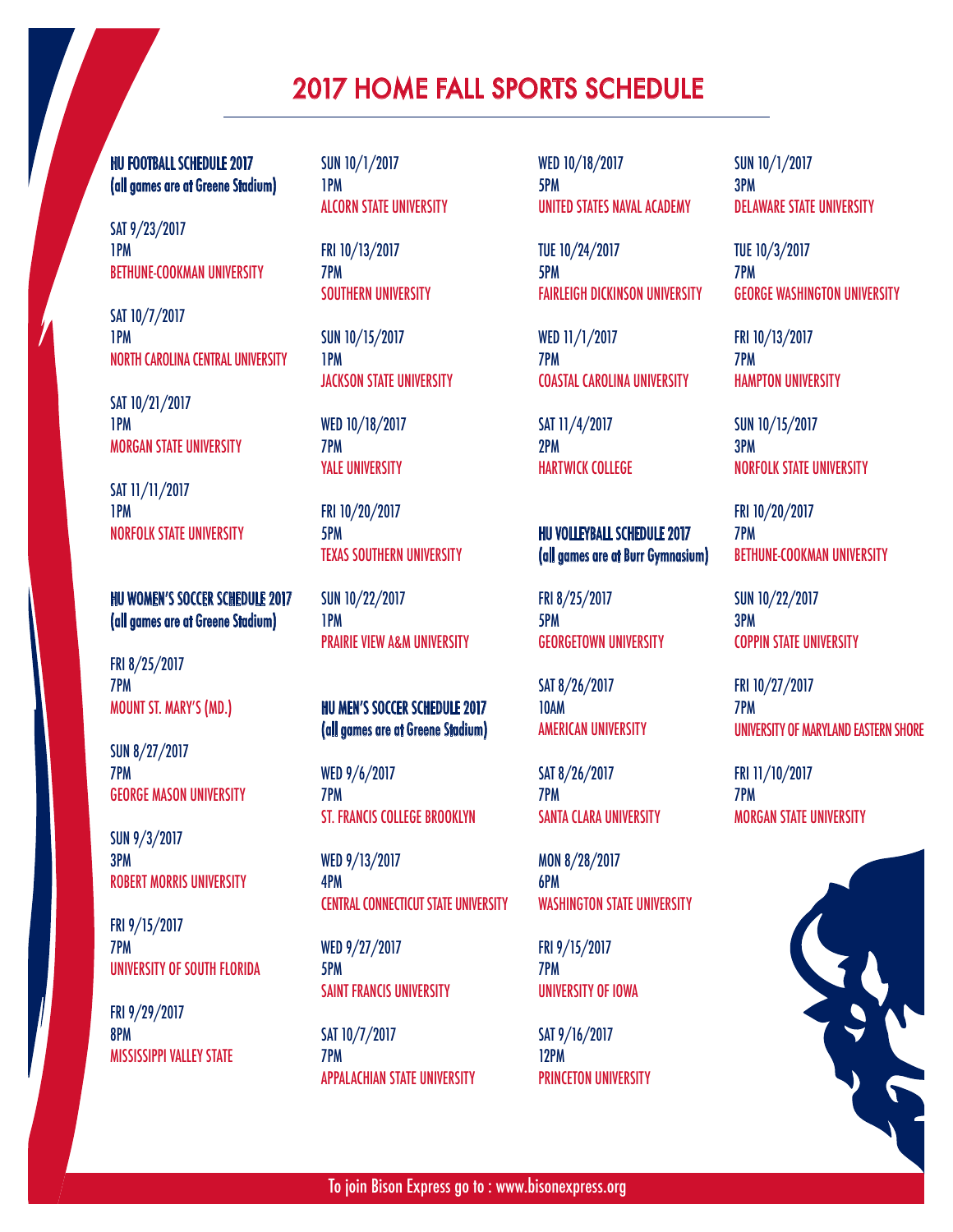# 2017 HOME FALL SPORTS SCHEDULE

## HU FOOTBALL SCHEDULE 2017
(all games are at Greene Stadium)

SAT 9/23/2017
1PM
BETHUNE-COOKMAN UNIVERSITY

SAT 10/7/2017
1PM
NORTH CAROLINA CENTRAL UNIVERSITY

SAT 10/21/2017
1PM
MORGAN STATE UNIVERSITY

SAT 11/11/2017
1PM
NORFOLK STATE UNIVERSITY

## HU WOMEN'S SOCCER SCHEDULE 2017
(all games are at Greene Stadium)

FRI 8/25/2017
7PM
MOUNT ST. MARY'S (MD.)

SUN 8/27/2017
7PM
GEORGE MASON UNIVERSITY

SUN 9/3/2017
3PM
ROBERT MORRIS UNIVERSITY

FRI 9/15/2017
7PM
UNIVERSITY OF SOUTH FLORIDA

FRI 9/29/2017
8PM
MISSISSIPPI VALLEY STATE

SUN 10/1/2017
1PM
ALCORN STATE UNIVERSITY

FRI 10/13/2017
7PM
SOUTHERN UNIVERSITY

SUN 10/15/2017
1PM
JACKSON STATE UNIVERSITY

WED 10/18/2017
7PM
YALE UNIVERSITY

FRI 10/20/2017
5PM
TEXAS SOUTHERN UNIVERSITY

SUN 10/22/2017
1PM
PRAIRIE VIEW A&M UNIVERSITY

## HU MEN'S SOCCER SCHEDULE 2017
(all games are at Greene Stadium)

WED 9/6/2017
7PM
ST. FRANCIS COLLEGE BROOKLYN

WED 9/13/2017
4PM
CENTRAL CONNECTICUT STATE UNIVERSITY

WED 9/27/2017
5PM
SAINT FRANCIS UNIVERSITY

SAT 10/7/2017
7PM
APPALACHIAN STATE UNIVERSITY

WED 10/18/2017
5PM
UNITED STATES NAVAL ACADEMY

TUE 10/24/2017
5PM
FAIRLEIGH DICKINSON UNIVERSITY

WED 11/1/2017
7PM
COASTAL CAROLINA UNIVERSITY

SAT 11/4/2017
2PM
HARTWICK COLLEGE

## HU VOLLEYBALL SCHEDULE 2017
(all games are at Burr Gymnasium)

FRI 8/25/2017
5PM
GEORGETOWN UNIVERSITY

SAT 8/26/2017
10AM
AMERICAN UNIVERSITY

SAT 8/26/2017
7PM
SANTA CLARA UNIVERSITY

MON 8/28/2017
6PM
WASHINGTON STATE UNIVERSITY

FRI 9/15/2017
7PM
UNIVERSITY OF IOWA

SAT 9/16/2017
12PM
PRINCETON UNIVERSITY

SUN 10/1/2017
3PM
DELAWARE STATE UNIVERSITY

TUE 10/3/2017
7PM
GEORGE WASHINGTON UNIVERSITY

FRI 10/13/2017
7PM
HAMPTON UNIVERSITY

SUN 10/15/2017
3PM
NORFOLK STATE UNIVERSITY

FRI 10/20/2017
7PM
BETHUNE-COOKMAN UNIVERSITY

SUN 10/22/2017
3PM
COPPIN STATE UNIVERSITY

FRI 10/27/2017
7PM
UNIVERSITY OF MARYLAND EASTERN SHORE

FRI 11/10/2017
7PM
MORGAN STATE UNIVERSITY

To join Bison Express go to : www.bisonexpress.org